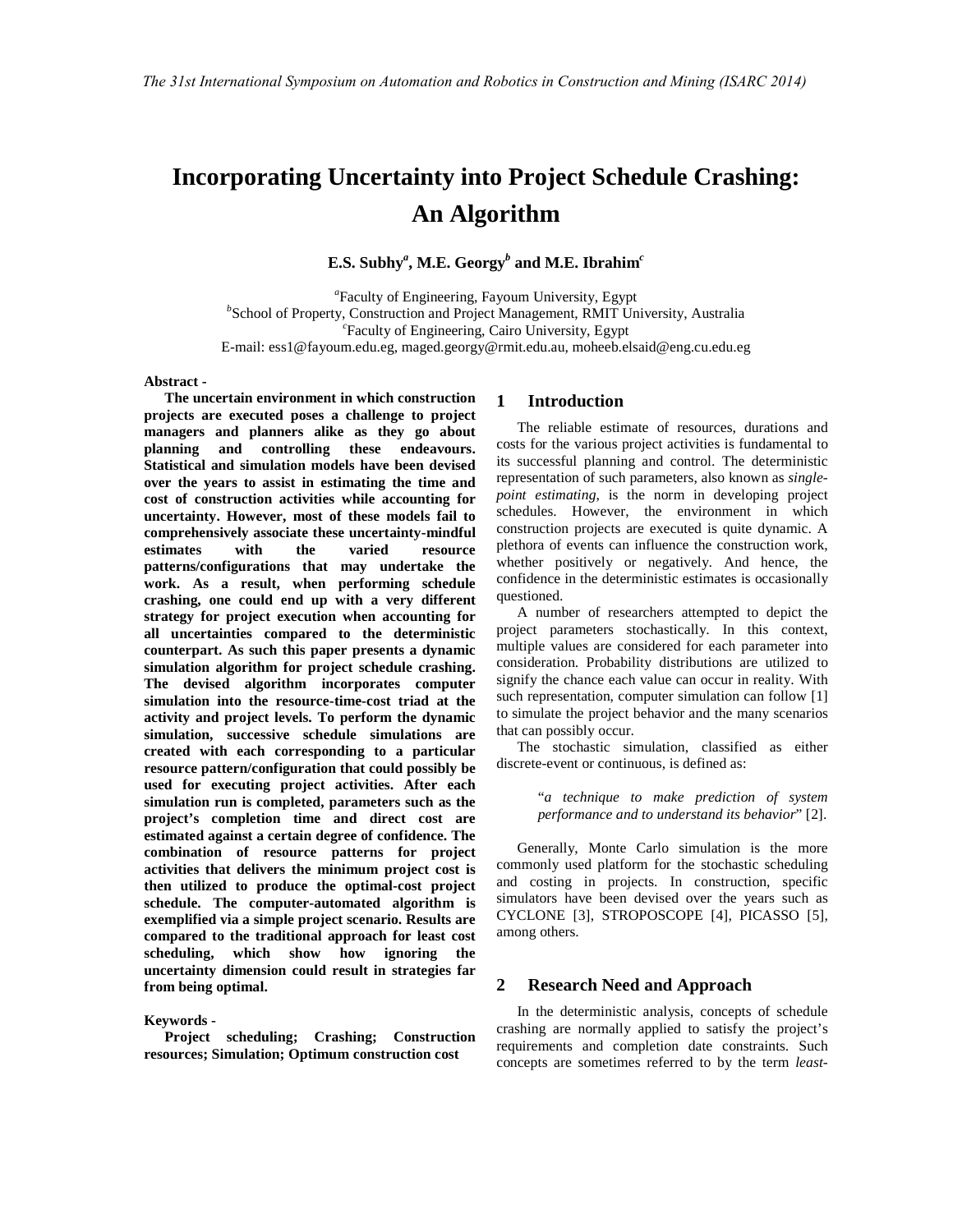# Incorporating Uncertainty into Project Schedule Crashing: An Algorithm

**E.S. Subhy[a], M.E. Georgy[b] and M.E. Ibrahim[c]**

[a]Faculty of Engineering, Fayoum University, Egypt
[b]School of Property, Construction and Project Management, RMIT University, Australia
[c]Faculty of Engineering, Cairo University, Egypt
E-mail: ess1@fayoum.edu.eg, maged.georgy@rmit.edu.au, moheeb.elsaid@eng.cu.edu.eg

**Abstract -**

**The uncertain environment in which construction projects are executed poses a challenge to project managers and planners alike as they go about planning and controlling these endeavours. Statistical and simulation models have been devised over the years to assist in estimating the time and cost of construction activities while accounting for uncertainty. However, most of these models fail to comprehensively associate these uncertainty-mindful estimates with the varied resource patterns/configurations that may undertake the work. As a result, when performing schedule crashing, one could end up with a very different strategy for project execution when accounting for all uncertainties compared to the deterministic counterpart. As such this paper presents a dynamic simulation algorithm for project schedule crashing. The devised algorithm incorporates computer simulation into the resource-time-cost triad at the activity and project levels. To perform the dynamic simulation, successive schedule simulations are created with each corresponding to a particular resource pattern/configuration that could possibly be used for executing project activities. After each simulation run is completed, parameters such as the project's completion time and direct cost are estimated against a certain degree of confidence. The combination of resource patterns for project activities that delivers the minimum project cost is then utilized to produce the optimal-cost project schedule. The computer-automated algorithm is exemplified via a simple project scenario. Results are compared to the traditional approach for least cost scheduling, which show how ignoring the uncertainty dimension could result in strategies far from being optimal.**

**Keywords -**

**Project scheduling; Crashing; Construction resources; Simulation; Optimum construction cost**

## 1 Introduction

The reliable estimate of resources, durations and costs for the various project activities is fundamental to its successful planning and control. The deterministic representation of such parameters, also known as *single-point estimating*, is the norm in developing project schedules. However, the environment in which construction projects are executed is quite dynamic. A plethora of events can influence the construction work, whether positively or negatively. And hence, the confidence in the deterministic estimates is occasionally questioned.

A number of researchers attempted to depict the project parameters stochastically. In this context, multiple values are considered for each parameter into consideration. Probability distributions are utilized to signify the chance each value can occur in reality. With such representation, computer simulation can follow [1] to simulate the project behavior and the many scenarios that can possibly occur.

The stochastic simulation, classified as either discrete-event or continuous, is defined as:

> "*a technique to make prediction of system performance and to understand its behavior*" [2].

Generally, Monte Carlo simulation is the more commonly used platform for the stochastic scheduling and costing in projects. In construction, specific simulators have been devised over the years such as CYCLONE [3], STROPOSCOPE [4], PICASSO [5], among others.

## 2 Research Need and Approach

In the deterministic analysis, concepts of schedule crashing are normally applied to satisfy the project's requirements and completion date constraints. Such concepts are sometimes referred to by the term *least-*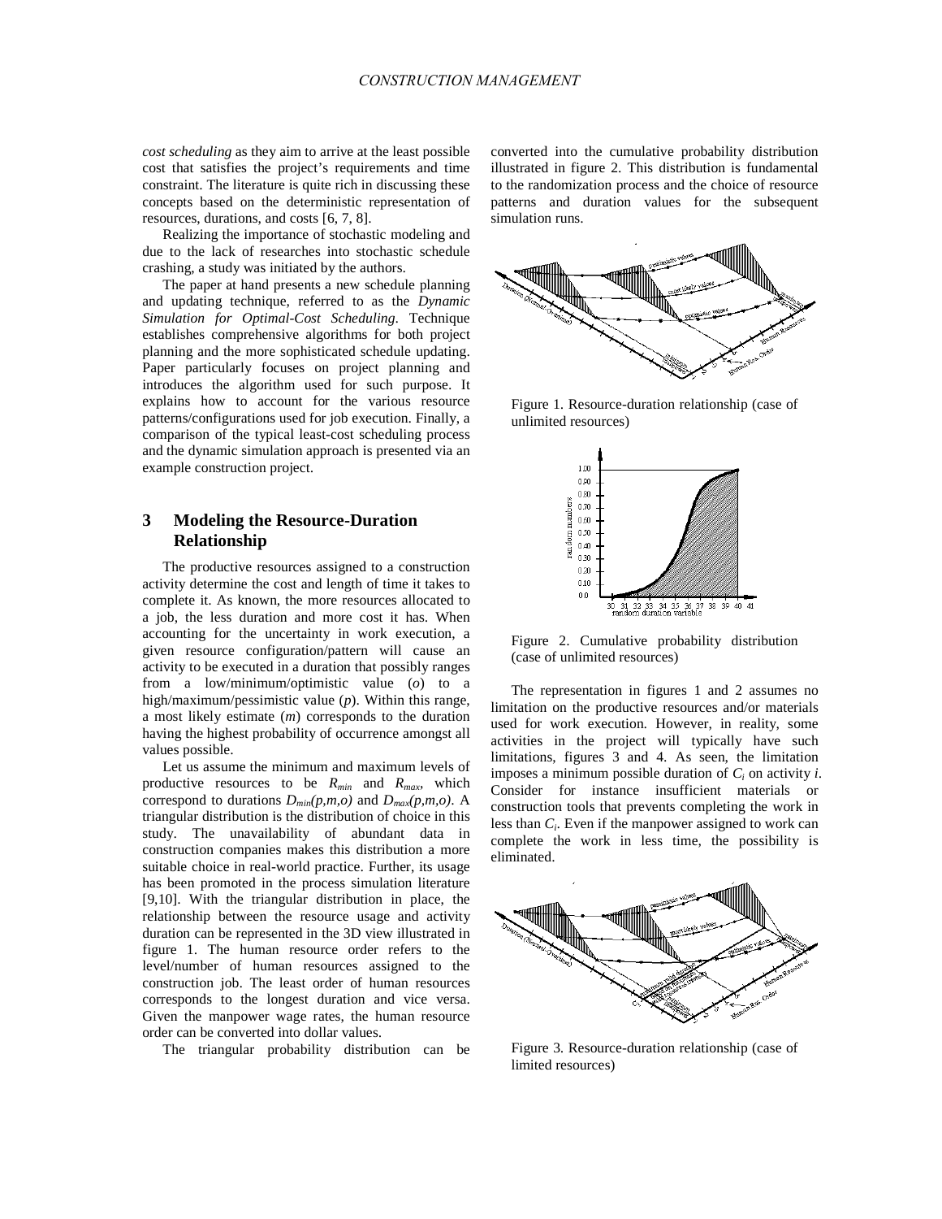*cost scheduling* as they aim to arrive at the least possible cost that satisfies the project's requirements and time constraint. The literature is quite rich in discussing these concepts based on the deterministic representation of resources, durations, and costs [6, 7, 8].

Realizing the importance of stochastic modeling and due to the lack of researches into stochastic schedule crashing, a study was initiated by the authors.

The paper at hand presents a new schedule planning and updating technique, referred to as the *Dynamic Simulation for Optimal-Cost Scheduling*. Technique establishes comprehensive algorithms for both project planning and the more sophisticated schedule updating. Paper particularly focuses on project planning and introduces the algorithm used for such purpose. It explains how to account for the various resource patterns/configurations used for job execution. Finally, a comparison of the typical least-cost scheduling process and the dynamic simulation approach is presented via an example construction project.

## 3 Modeling the Resource-Duration Relationship

The productive resources assigned to a construction activity determine the cost and length of time it takes to complete it. As known, the more resources allocated to a job, the less duration and more cost it has. When accounting for the uncertainty in work execution, a given resource configuration/pattern will cause an activity to be executed in a duration that possibly ranges from a low/minimum/optimistic value (*o*) to a high/maximum/pessimistic value (*p*). Within this range, a most likely estimate (*m*) corresponds to the duration having the highest probability of occurrence amongst all values possible.

Let us assume the minimum and maximum levels of productive resources to be $R_{min}$ and $R_{max}$, which correspond to durations $D_{min}(p,m,o)$ and $D_{max}(p,m,o)$. A triangular distribution is the distribution of choice in this study. The unavailability of abundant data in construction companies makes this distribution a more suitable choice in real-world practice. Further, its usage has been promoted in the process simulation literature [9,10]. With the triangular distribution in place, the relationship between the resource usage and activity duration can be represented in the 3D view illustrated in figure 1. The human resource order refers to the level/number of human resources assigned to the construction job. The least order of human resources corresponds to the longest duration and vice versa. Given the manpower wage rates, the human resource order can be converted into dollar values.

The triangular probability distribution can be converted into the cumulative probability distribution illustrated in figure 2. This distribution is fundamental to the randomization process and the choice of resource patterns and duration values for the subsequent simulation runs.

Figure 1. Resource-duration relationship (case of unlimited resources)

Figure 2. Cumulative probability distribution (case of unlimited resources)

The representation in figures 1 and 2 assumes no limitation on the productive resources and/or materials used for work execution. However, in reality, some activities in the project will typically have such limitations, figures 3 and 4. As seen, the limitation imposes a minimum possible duration of $C_i$ on activity *i*. Consider for instance insufficient materials or construction tools that prevents completing the work in less than $C_i$. Even if the manpower assigned to work can complete the work in less time, the possibility is eliminated.

Figure 3. Resource-duration relationship (case of limited resources)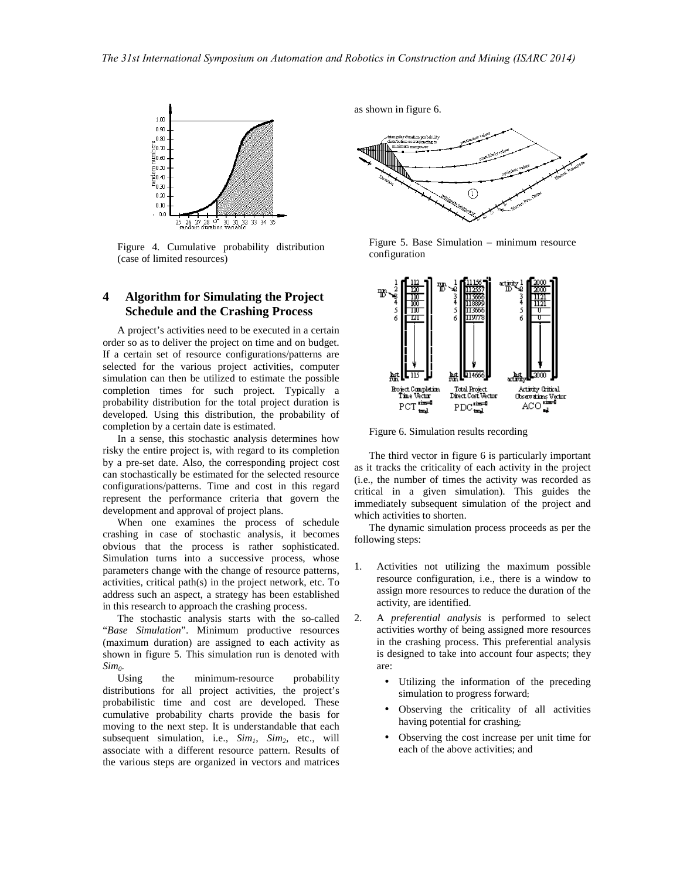Figure 4. Cumulative probability distribution (case of limited resources)

## 4 Algorithm for Simulating the Project Schedule and the Crashing Process

A project's activities need to be executed in a certain order so as to deliver the project on time and on budget. If a certain set of resource configurations/patterns are selected for the various project activities, computer simulation can then be utilized to estimate the possible completion times for such project. Typically a probability distribution for the total project duration is developed. Using this distribution, the probability of completion by a certain date is estimated.

In a sense, this stochastic analysis determines how risky the entire project is, with regard to its completion by a pre-set date. Also, the corresponding project cost can stochastically be estimated for the selected resource configurations/patterns. Time and cost in this regard represent the performance criteria that govern the development and approval of project plans.

When one examines the process of schedule crashing in case of stochastic analysis, it becomes obvious that the process is rather sophisticated. Simulation turns into a successive process, whose parameters change with the change of resource patterns, activities, critical path(s) in the project network, etc. To address such an aspect, a strategy has been established in this research to approach the crashing process.

The stochastic analysis starts with the so-called "*Base Simulation*". Minimum productive resources (maximum duration) are assigned to each activity as shown in figure 5. This simulation run is denoted with $Sim_0$.

Using the minimum-resource probability distributions for all project activities, the project's probabilistic time and cost are developed. These cumulative probability charts provide the basis for moving to the next step. It is understandable that each subsequent simulation, i.e., $Sim_1$, $Sim_2$, etc., will associate with a different resource pattern. Results of the various steps are organized in vectors and matrices as shown in figure 6.

Figure 5. Base Simulation – minimum resource configuration

Figure 6. Simulation results recording

The third vector in figure 6 is particularly important as it tracks the criticality of each activity in the project (i.e., the number of times the activity was recorded as critical in a given simulation). This guides the immediately subsequent simulation of the project and which activities to shorten.

The dynamic simulation process proceeds as per the following steps:

1. Activities not utilizing the maximum possible resource configuration, i.e., there is a window to assign more resources to reduce the duration of the activity, are identified.
2. A *preferential analysis* is performed to select activities worthy of being assigned more resources in the crashing process. This preferential analysis is designed to take into account four aspects; they are:
   - Utilizing the information of the preceding simulation to progress forward;
   - Observing the criticality of all activities having potential for crashing;
   - Observing the cost increase per unit time for each of the above activities; and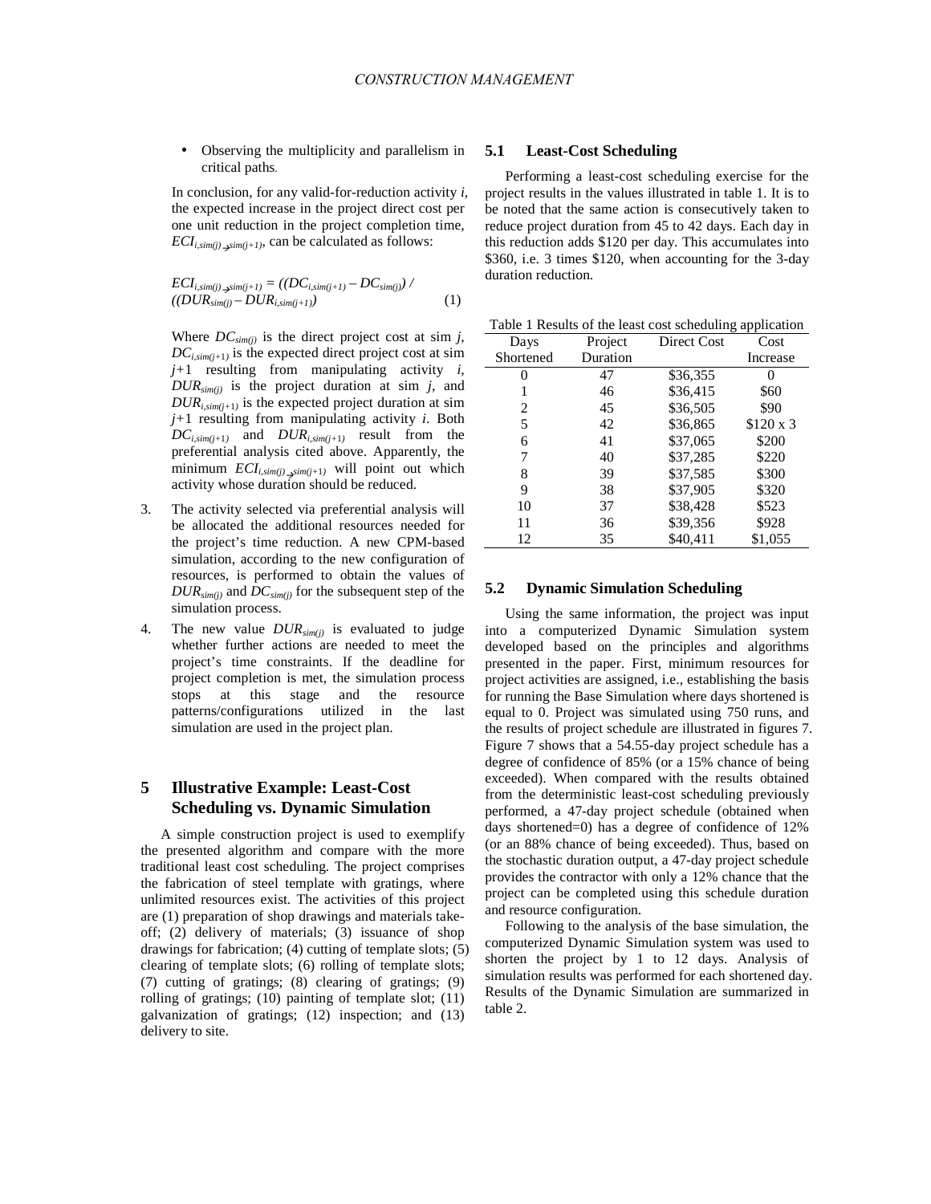- Observing the multiplicity and parallelism in critical paths.

In conclusion, for any valid-for-reduction activity $i$, the expected increase in the project direct cost per one unit reduction in the project completion time, $ECI_{i,sim(j)\rightarrow sim(j+1)}$, can be calculated as follows:

$$ECI_{i,sim(j)\rightarrow sim(j+1)} = ((DC_{i,sim(j+1)} - DC_{sim(j)}) / ((DUR_{sim(j)} - DUR_{i,sim(j+1)}) \quad (1)$$

Where $DC_{sim(j)}$ is the direct project cost at sim $j$, $DC_{i,sim(j+1)}$ is the expected direct project cost at sim $j$+1 resulting from manipulating activity $i$, $DUR_{sim(j)}$ is the project duration at sim $j$, and $DUR_{i,sim(j+1)}$ is the expected project duration at sim $j$+1 resulting from manipulating activity $i$. Both $DC_{i,sim(j+1)}$ and $DUR_{i,sim(j+1)}$ result from the preferential analysis cited above. Apparently, the minimum $ECI_{i,sim(j)\rightarrow sim(j+1)}$ will point out which activity whose duration should be reduced.

3. The activity selected via preferential analysis will be allocated the additional resources needed for the project's time reduction. A new CPM-based simulation, according to the new configuration of resources, is performed to obtain the values of $DUR_{sim(j)}$ and $DC_{sim(j)}$ for the subsequent step of the simulation process.
4. The new value $DUR_{sim(j)}$ is evaluated to judge whether further actions are needed to meet the project's time constraints. If the deadline for project completion is met, the simulation process stops at this stage and the resource patterns/configurations utilized in the last simulation are used in the project plan.

# 5 Illustrative Example: Least-Cost Scheduling vs. Dynamic Simulation

A simple construction project is used to exemplify the presented algorithm and compare with the more traditional least cost scheduling. The project comprises the fabrication of steel template with gratings, where unlimited resources exist. The activities of this project are (1) preparation of shop drawings and materials take-off; (2) delivery of materials; (3) issuance of shop drawings for fabrication; (4) cutting of template slots; (5) clearing of template slots; (6) rolling of template slots; (7) cutting of gratings; (8) clearing of gratings; (9) rolling of gratings; (10) painting of template slot; (11) galvanization of gratings; (12) inspection; and (13) delivery to site.

## 5.1 Least-Cost Scheduling

Performing a least-cost scheduling exercise for the project results in the values illustrated in table 1. It is to be noted that the same action is consecutively taken to reduce project duration from 45 to 42 days. Each day in this reduction adds \$120 per day. This accumulates into \$360, i.e. 3 times \$120, when accounting for the 3-day duration reduction.

Table 1 Results of the least cost scheduling application

| Days Shortened | Project Duration | Direct Cost | Cost Increase |
|---|---|---|---|
| 0 | 47 | \$36,355 | 0 |
| 1 | 46 | \$36,415 | \$60 |
| 2 | 45 | \$36,505 | \$90 |
| 5 | 42 | \$36,865 | \$120 x 3 |
| 6 | 41 | \$37,065 | \$200 |
| 7 | 40 | \$37,285 | \$220 |
| 8 | 39 | \$37,585 | \$300 |
| 9 | 38 | \$37,905 | \$320 |
| 10 | 37 | \$38,428 | \$523 |
| 11 | 36 | \$39,356 | \$928 |
| 12 | 35 | \$40,411 | \$1,055 |

## 5.2 Dynamic Simulation Scheduling

Using the same information, the project was input into a computerized Dynamic Simulation system developed based on the principles and algorithms presented in the paper. First, minimum resources for project activities are assigned, i.e., establishing the basis for running the Base Simulation where days shortened is equal to 0. Project was simulated using 750 runs, and the results of project schedule are illustrated in figures 7. Figure 7 shows that a 54.55-day project schedule has a degree of confidence of 85% (or a 15% chance of being exceeded). When compared with the results obtained from the deterministic least-cost scheduling previously performed, a 47-day project schedule (obtained when days shortened=0) has a degree of confidence of 12% (or an 88% chance of being exceeded). Thus, based on the stochastic duration output, a 47-day project schedule provides the contractor with only a 12% chance that the project can be completed using this schedule duration and resource configuration.

Following to the analysis of the base simulation, the computerized Dynamic Simulation system was used to shorten the project by 1 to 12 days. Analysis of simulation results was performed for each shortened day. Results of the Dynamic Simulation are summarized in table 2.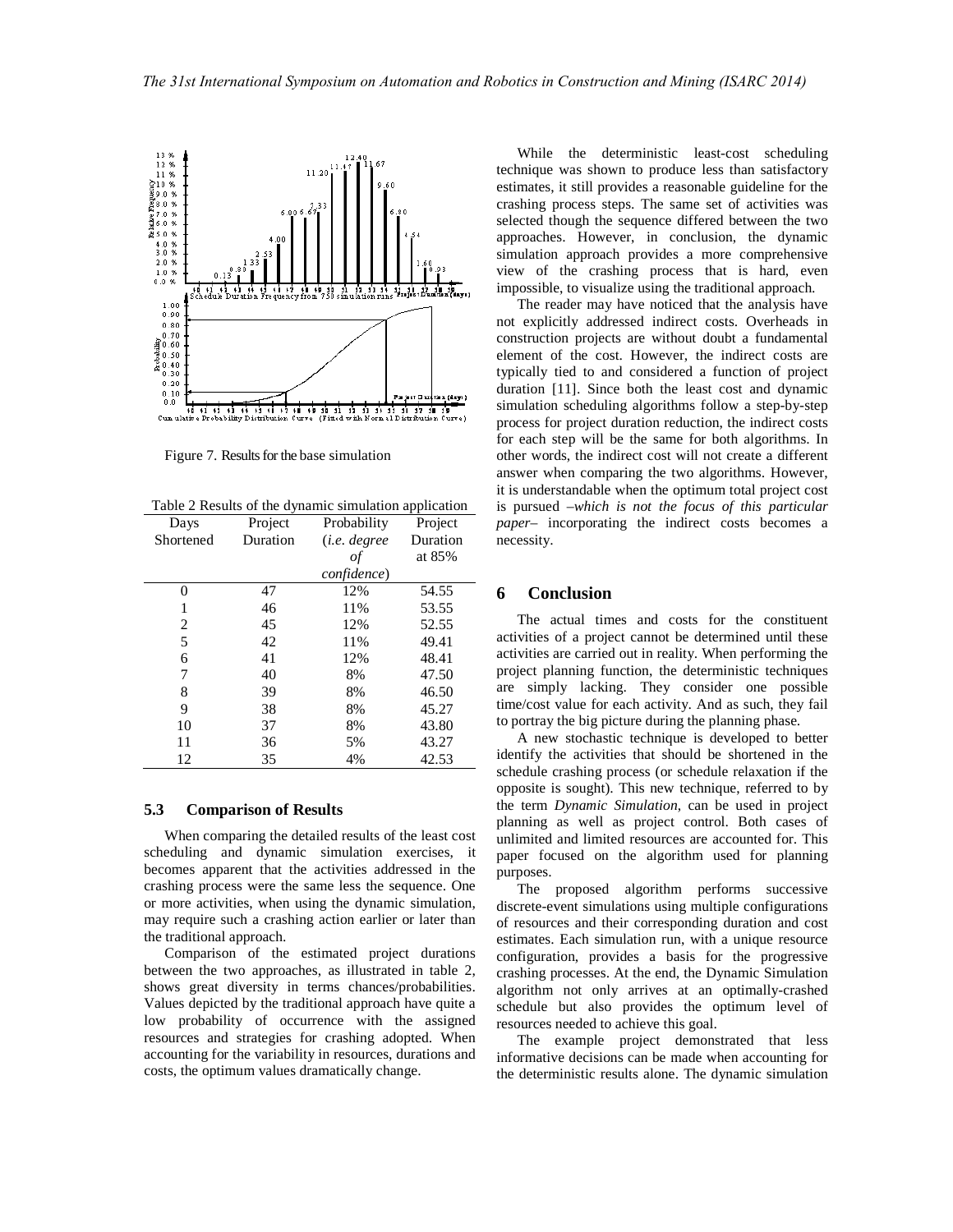Figure 7. Results for the base simulation

Table 2 Results of the dynamic simulation application

| Days Shortened | Project Duration | Probability (*i.e. degree of confidence*) | Project Duration at 85% |
|---|---|---|---|
| 0 | 47 | 12% | 54.55 |
| 1 | 46 | 11% | 53.55 |
| 2 | 45 | 12% | 52.55 |
| 5 | 42 | 11% | 49.41 |
| 6 | 41 | 12% | 48.41 |
| 7 | 40 | 8% | 47.50 |
| 8 | 39 | 8% | 46.50 |
| 9 | 38 | 8% | 45.27 |
| 10 | 37 | 8% | 43.80 |
| 11 | 36 | 5% | 43.27 |
| 12 | 35 | 4% | 42.53 |

### 5.3 Comparison of Results

When comparing the detailed results of the least cost scheduling and dynamic simulation exercises, it becomes apparent that the activities addressed in the crashing process were the same less the sequence. One or more activities, when using the dynamic simulation, may require such a crashing action earlier or later than the traditional approach.

Comparison of the estimated project durations between the two approaches, as illustrated in table 2, shows great diversity in terms chances/probabilities. Values depicted by the traditional approach have quite a low probability of occurrence with the assigned resources and strategies for crashing adopted. When accounting for the variability in resources, durations and costs, the optimum values dramatically change.

While the deterministic least-cost scheduling technique was shown to produce less than satisfactory estimates, it still provides a reasonable guideline for the crashing process steps. The same set of activities was selected though the sequence differed between the two approaches. However, in conclusion, the dynamic simulation approach provides a more comprehensive view of the crashing process that is hard, even impossible, to visualize using the traditional approach.

The reader may have noticed that the analysis have not explicitly addressed indirect costs. Overheads in construction projects are without doubt a fundamental element of the cost. However, the indirect costs are typically tied to and considered a function of project duration [11]. Since both the least cost and dynamic simulation scheduling algorithms follow a step-by-step process for project duration reduction, the indirect costs for each step will be the same for both algorithms. In other words, the indirect cost will not create a different answer when comparing the two algorithms. However, it is understandable when the optimum total project cost is pursued –*which is not the focus of this particular paper*– incorporating the indirect costs becomes a necessity.

## 6 Conclusion

The actual times and costs for the constituent activities of a project cannot be determined until these activities are carried out in reality. When performing the project planning function, the deterministic techniques are simply lacking. They consider one possible time/cost value for each activity. And as such, they fail to portray the big picture during the planning phase.

A new stochastic technique is developed to better identify the activities that should be shortened in the schedule crashing process (or schedule relaxation if the opposite is sought). This new technique, referred to by the term *Dynamic Simulation*, can be used in project planning as well as project control. Both cases of unlimited and limited resources are accounted for. This paper focused on the algorithm used for planning purposes.

The proposed algorithm performs successive discrete-event simulations using multiple configurations of resources and their corresponding duration and cost estimates. Each simulation run, with a unique resource configuration, provides a basis for the progressive crashing processes. At the end, the Dynamic Simulation algorithm not only arrives at an optimally-crashed schedule but also provides the optimum level of resources needed to achieve this goal.

The example project demonstrated that less informative decisions can be made when accounting for the deterministic results alone. The dynamic simulation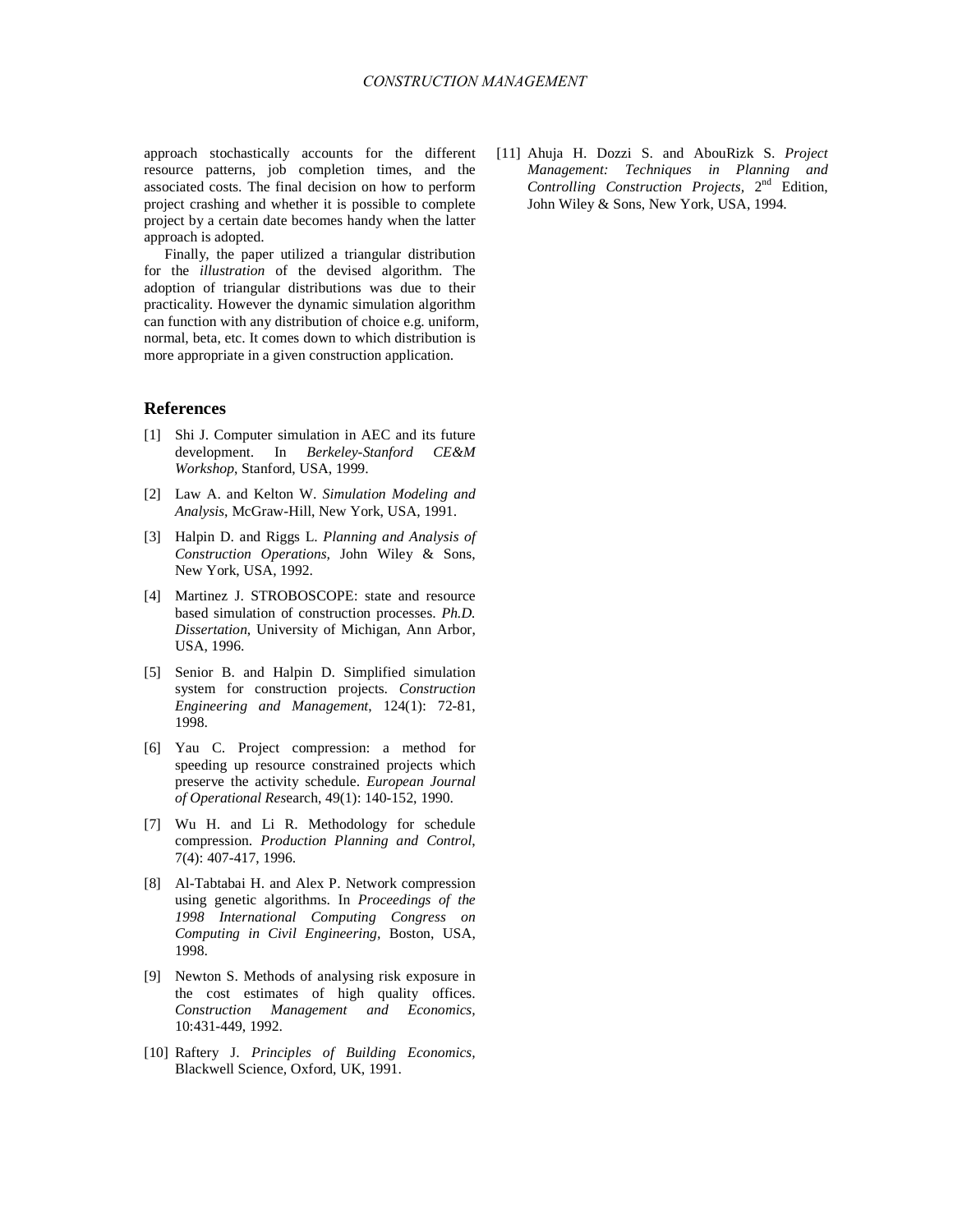approach stochastically accounts for the different resource patterns, job completion times, and the associated costs. The final decision on how to perform project crashing and whether it is possible to complete project by a certain date becomes handy when the latter approach is adopted.

Finally, the paper utilized a triangular distribution for the *illustration* of the devised algorithm. The adoption of triangular distributions was due to their practicality. However the dynamic simulation algorithm can function with any distribution of choice e.g. uniform, normal, beta, etc. It comes down to which distribution is more appropriate in a given construction application.

## References

[1] Shi J. Computer simulation in AEC and its future development. In *Berkeley-Stanford CE&M Workshop*, Stanford, USA, 1999.

[2] Law A. and Kelton W. *Simulation Modeling and Analysis*, McGraw-Hill, New York, USA, 1991.

[3] Halpin D. and Riggs L. *Planning and Analysis of Construction Operations,* John Wiley & Sons, New York, USA, 1992.

[4] Martinez J. STROBOSCOPE: state and resource based simulation of construction processes. *Ph.D. Dissertation*, University of Michigan, Ann Arbor, USA, 1996.

[5] Senior B. and Halpin D. Simplified simulation system for construction projects. *Construction Engineering and Management*, 124(1): 72-81, 1998.

[6] Yau C. Project compression: a method for speeding up resource constrained projects which preserve the activity schedule. *European Journal of Operational Res*earch, 49(1): 140-152, 1990.

[7] Wu H. and Li R. Methodology for schedule compression. *Production Planning and Control*, 7(4): 407-417, 1996.

[8] Al-Tabtabai H. and Alex P. Network compression using genetic algorithms. In *Proceedings of the 1998 International Computing Congress on Computing in Civil Engineering*, Boston, USA, 1998.

[9] Newton S. Methods of analysing risk exposure in the cost estimates of high quality offices. *Construction Management and Economics*, 10:431-449, 1992.

[10] Raftery J. *Principles of Building Economics*, Blackwell Science, Oxford, UK, 1991.

[11] Ahuja H. Dozzi S. and AbouRizk S. *Project Management: Techniques in Planning and Controlling Construction Projects,* 2nd Edition, John Wiley & Sons, New York, USA, 1994.